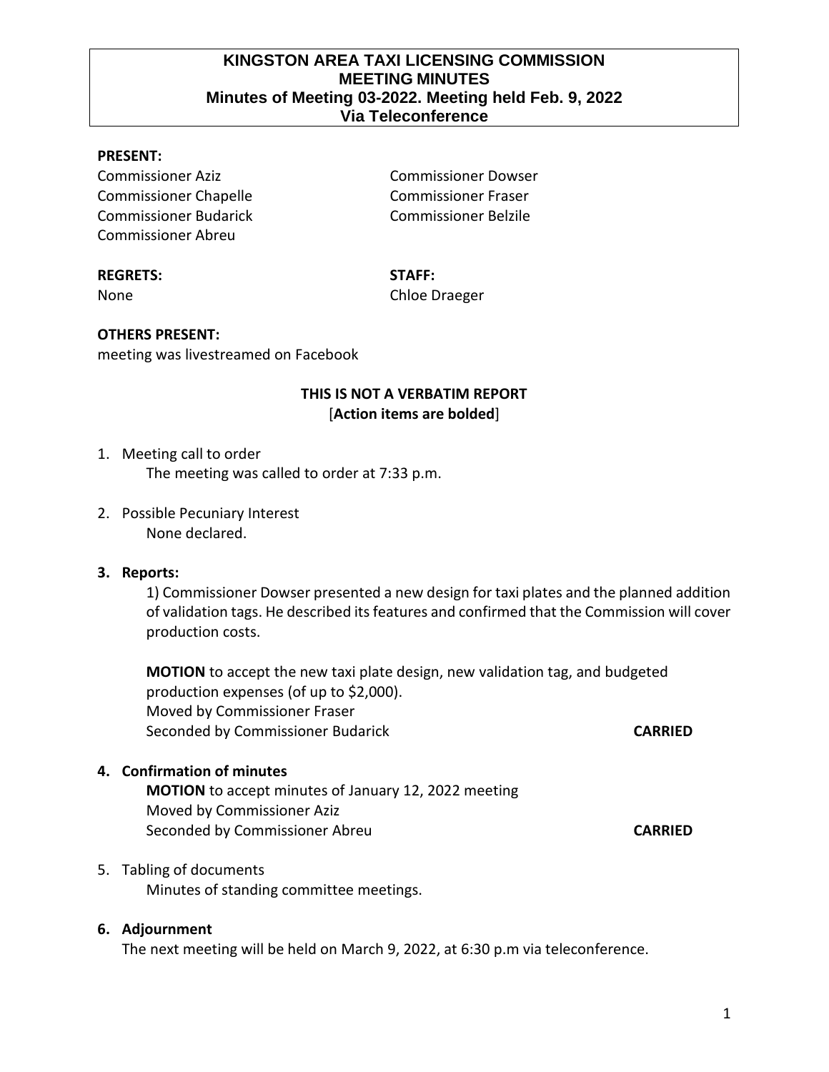# KINGSTON AREA TAXI LICENSING COMMISSION
## MEETING MINUTES
## Minutes of Meeting 03-2022. Meeting held Feb. 9, 2022
## Via Teleconference

**PRESENT:**

Commissioner Aziz
Commissioner Chapelle
Commissioner Budarick
Commissioner Abreu
Commissioner Dowser
Commissioner Fraser
Commissioner Belzile

**REGRETS:**
None

**STAFF:**
Chloe Draeger

**OTHERS PRESENT:**
meeting was livestreamed on Facebook

**THIS IS NOT A VERBATIM REPORT**
[**Action items are bolded**]

1. Meeting call to order
   The meeting was called to order at 7:33 p.m.

2. Possible Pecuniary Interest
   None declared.

3. **Reports:**
   1) Commissioner Dowser presented a new design for taxi plates and the planned addition of validation tags. He described its features and confirmed that the Commission will cover production costs.

   **MOTION** to accept the new taxi plate design, new validation tag, and budgeted production expenses (of up to $2,000).
   Moved by Commissioner Fraser
   Seconded by Commissioner Budarick **CARRIED**

4. **Confirmation of minutes**
   **MOTION** to accept minutes of January 12, 2022 meeting
   Moved by Commissioner Aziz
   Seconded by Commissioner Abreu **CARRIED**

5. Tabling of documents
   Minutes of standing committee meetings.

6. **Adjournment**
   The next meeting will be held on March 9, 2022, at 6:30 p.m via teleconference.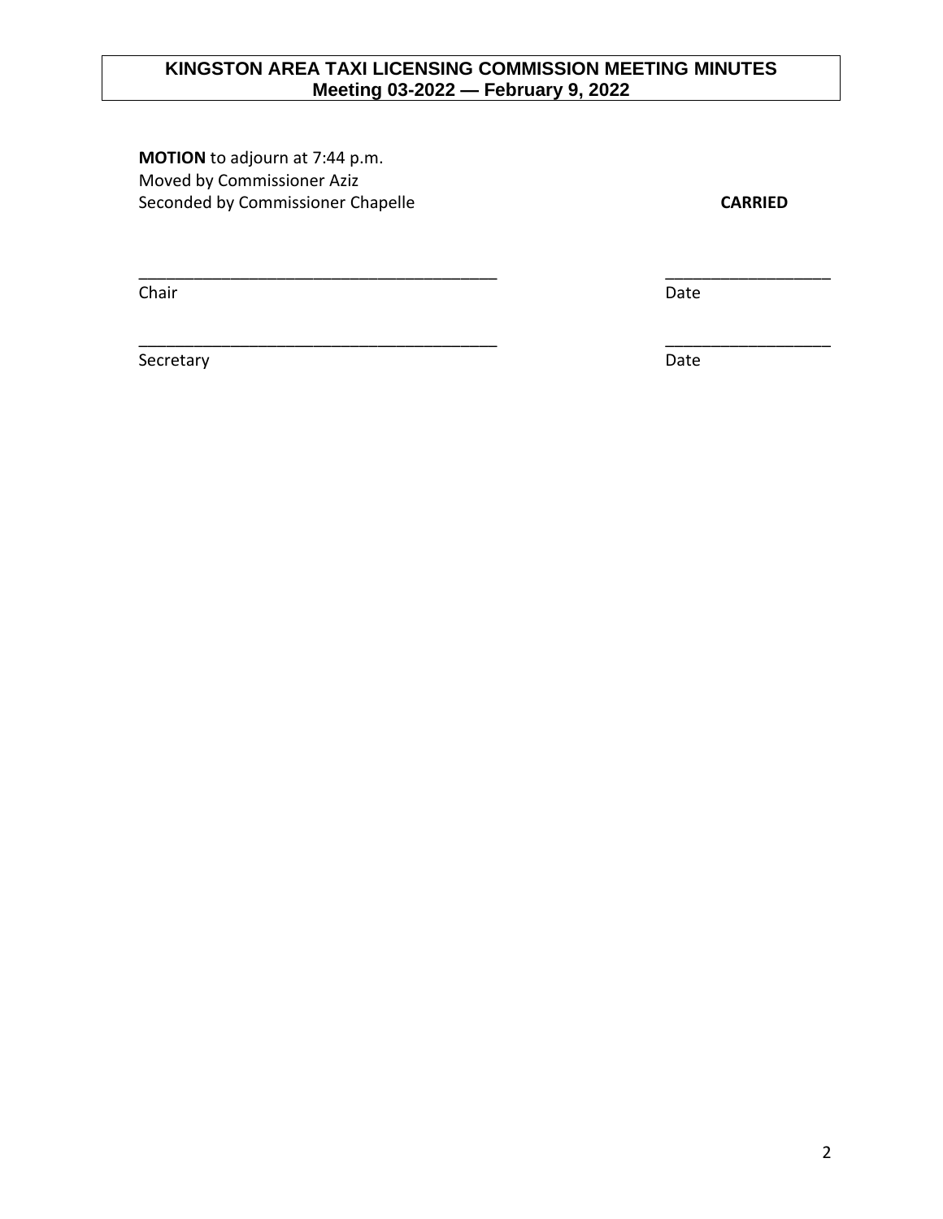**MOTION** to adjourn at 7:44 p.m.
Moved by Commissioner Aziz
Seconded by Commissioner Chapelle **CARRIED**

_________________________________________ __________________
Chair Date

_________________________________________ __________________
Secretary Date